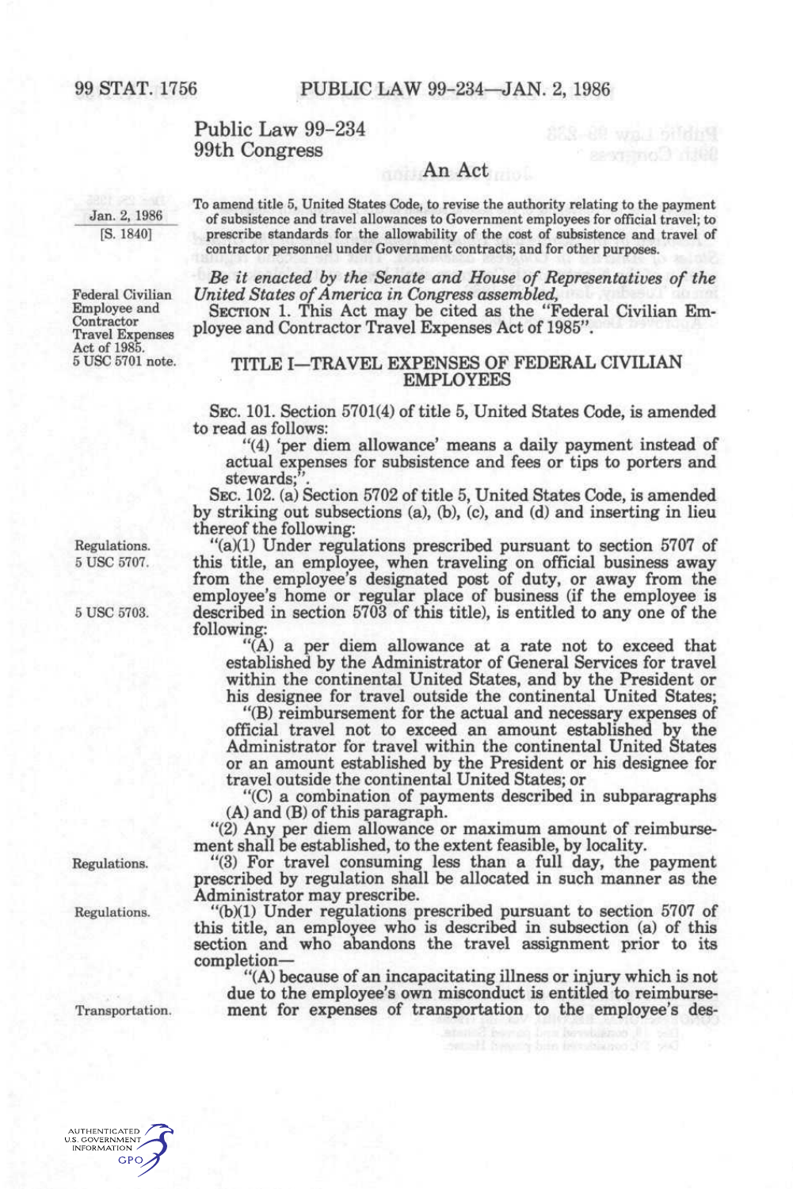# Public Law 99-234
# 99th Congress

## An Act

Jan. 2, 1986
[S. 1840]

To amend title 5, United States Code, to revise the authority relating to the payment of subsistence and travel allowances to Government employees for official travel; to prescribe standards for the allowability of the cost of subsistence and travel of contractor personnel under Government contracts; and for other purposes.

*Be it enacted by the Senate and House of Representatives of the United States of America in Congress assembled,*

Federal Civilian Employee and Contractor Travel Expenses Act of 1985.
5 USC 5701 note.

SECTION 1. This Act may be cited as the "Federal Civilian Employee and Contractor Travel Expenses Act of 1985".

## TITLE I—TRAVEL EXPENSES OF FEDERAL CIVILIAN EMPLOYEES

SEC. 101. Section 5701(4) of title 5, United States Code, is amended to read as follows:

"(4) 'per diem allowance' means a daily payment instead of actual expenses for subsistence and fees or tips to porters and stewards;".

SEC. 102. (a) Section 5702 of title 5, United States Code, is amended by striking out subsections (a), (b), (c), and (d) and inserting in lieu thereof the following:

Regulations.
5 USC 5707.
5 USC 5703.

"(a)(1) Under regulations prescribed pursuant to section 5707 of this title, an employee, when traveling on official business away from the employee's designated post of duty, or away from the employee's home or regular place of business (if the employee is described in section 5703 of this title), is entitled to any one of the following:

"(A) a per diem allowance at a rate not to exceed that established by the Administrator of General Services for travel within the continental United States, and by the President or his designee for travel outside the continental United States;

"(B) reimbursement for the actual and necessary expenses of official travel not to exceed an amount established by the Administrator for travel within the continental United States or an amount established by the President or his designee for travel outside the continental United States; or

"(C) a combination of payments described in subparagraphs (A) and (B) of this paragraph.

"(2) Any per diem allowance or maximum amount of reimbursement shall be established, to the extent feasible, by locality.

Regulations.

"(3) For travel consuming less than a full day, the payment prescribed by regulation shall be allocated in such manner as the Administrator may prescribe.

Regulations.

"(b)(1) Under regulations prescribed pursuant to section 5707 of this title, an employee who is described in subsection (a) of this section and who abandons the travel assignment prior to its completion—

Transportation.

"(A) because of an incapacitating illness or injury which is not due to the employee's own misconduct is entitled to reimbursement for expenses of transportation to the employee's des-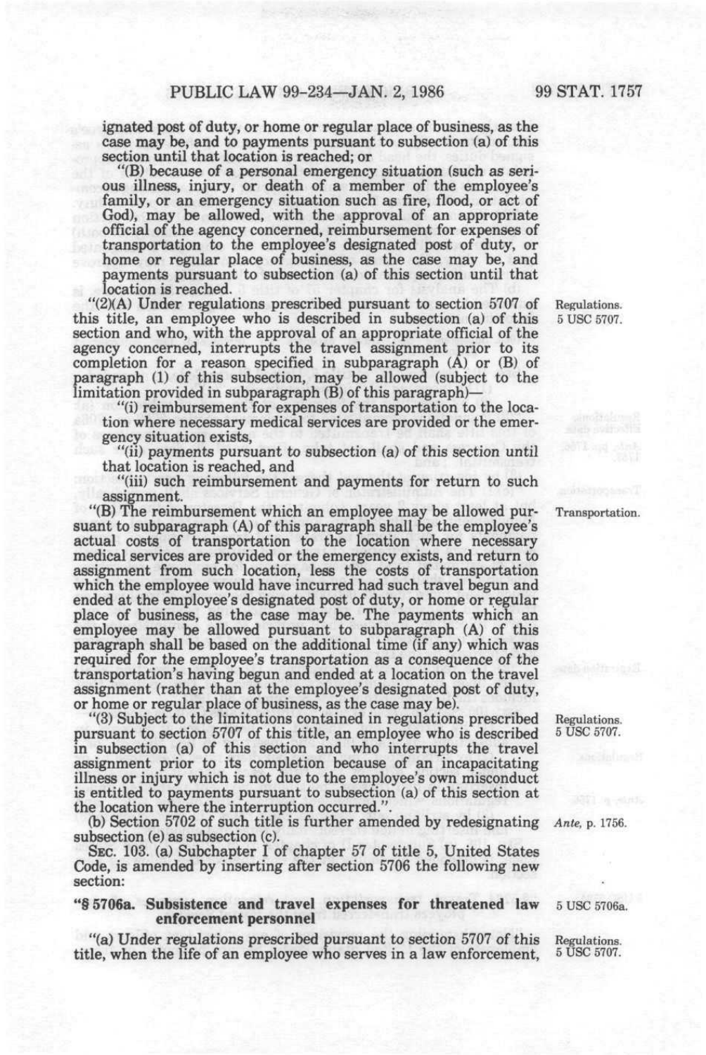ignated post of duty, or home or regular place of business, as the case may be, and to payments pursuant to subsection (a) of this section until that location is reached; or

"(B) because of a personal emergency situation (such as serious illness, injury, or death of a member of the employee's family, or an emergency situation such as fire, flood, or act of God), may be allowed, with the approval of an appropriate official of the agency concerned, reimbursement for expenses of transportation to the employee's designated post of duty, or home or regular place of business, as the case may be, and payments pursuant to subsection (a) of this section until that location is reached.

"(2)(A) Under regulations prescribed pursuant to section 5707 of this title, an employee who is described in subsection (a) of this section and who, with the approval of an appropriate official of the agency concerned, interrupts the travel assignment prior to its completion for a reason specified in subparagraph (A) or (B) of paragraph (1) of this subsection, may be allowed (subject to the limitation provided in subparagraph (B) of this paragraph)—

Regulations.
5 USC 5707.

"(i) reimbursement for expenses of transportation to the location where necessary medical services are provided or the emergency situation exists,

"(ii) payments pursuant to subsection (a) of this section until that location is reached, and

"(iii) such reimbursement and payments for return to such assignment.

"(B) The reimbursement which an employee may be allowed pursuant to subparagraph (A) of this paragraph shall be the employee's actual costs of transportation to the location where necessary medical services are provided or the emergency exists, and return to assignment from such location, less the costs of transportation which the employee would have incurred had such travel begun and ended at the employee's designated post of duty, or home or regular place of business, as the case may be. The payments which an employee may be allowed pursuant to subparagraph (A) of this paragraph shall be based on the additional time (if any) which was required for the employee's transportation as a consequence of the transportation's having begun and ended at a location on the travel assignment (rather than at the employee's designated post of duty, or home or regular place of business, as the case may be).

Transportation.

"(3) Subject to the limitations contained in regulations prescribed pursuant to section 5707 of this title, an employee who is described in subsection (a) of this section and who interrupts the travel assignment prior to its completion because of an incapacitating illness or injury which is not due to the employee's own misconduct is entitled to payments pursuant to subsection (a) of this section at the location where the interruption occurred.".

Regulations.
5 USC 5707.

(b) Section 5702 of such title is further amended by redesignating subsection (e) as subsection (c).

*Ante*, p. 1756.

SEC. 103. (a) Subchapter I of chapter 57 of title 5, United States Code, is amended by inserting after section 5706 the following new section:

**"§ 5706a. Subsistence and travel expenses for threatened law enforcement personnel**

5 USC 5706a.

"(a) Under regulations prescribed pursuant to section 5707 of this title, when the life of an employee who serves in a law enforcement,

Regulations.
5 USC 5707.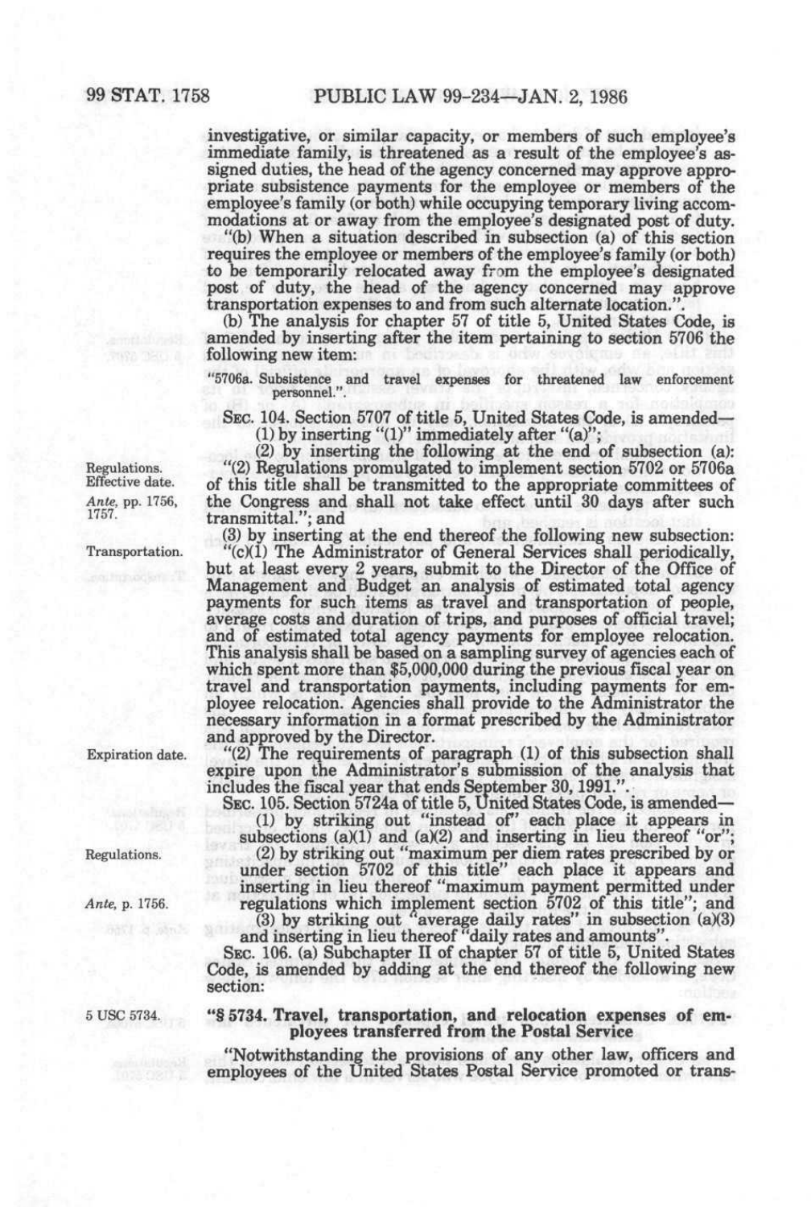investigative, or similar capacity, or members of such employee's immediate family, is threatened as a result of the employee's assigned duties, the head of the agency concerned may approve appropriate subsistence payments for the employee or members of the employee's family (or both) while occupying temporary living accommodations at or away from the employee's designated post of duty.

"(b) When a situation described in subsection (a) of this section requires the employee or members of the employee's family (or both) to be temporarily relocated away from the employee's designated post of duty, the head of the agency concerned may approve transportation expenses to and from such alternate location.".

(b) The analysis for chapter 57 of title 5, United States Code, is amended by inserting after the item pertaining to section 5706 the following new item:

"5706a. Subsistence and travel expenses for threatened law enforcement personnel.".

SEC. 104. Section 5707 of title 5, United States Code, is amended—

(1) by inserting "(1)" immediately after "(a)";

(2) by inserting the following at the end of subsection (a):

Regulations.
Effective date.
*Ante*, pp. 1756, 1757.

"(2) Regulations promulgated to implement section 5702 or 5706a of this title shall be transmitted to the appropriate committees of the Congress and shall not take effect until 30 days after such transmittal."; and

(3) by inserting at the end thereof the following new subsection:

Transportation.

"(c)(1) The Administrator of General Services shall periodically, but at least every 2 years, submit to the Director of the Office of Management and Budget an analysis of estimated total agency payments for such items as travel and transportation of people, average costs and duration of trips, and purposes of official travel; and of estimated total agency payments for employee relocation. This analysis shall be based on a sampling survey of agencies each of which spent more than $5,000,000 during the previous fiscal year on travel and transportation payments, including payments for employee relocation. Agencies shall provide to the Administrator the necessary information in a format prescribed by the Administrator and approved by the Director.

Expiration date.

"(2) The requirements of paragraph (1) of this subsection shall expire upon the Administrator's submission of the analysis that includes the fiscal year that ends September 30, 1991.".

SEC. 105. Section 5724a of title 5, United States Code, is amended—

(1) by striking out "instead of" each place it appears in subsections (a)(1) and (a)(2) and inserting in lieu thereof "or";

Regulations.

(2) by striking out "maximum per diem rates prescribed by or under section 5702 of this title" each place it appears and inserting in lieu thereof "maximum payment permitted under regulations which implement section 5702 of this title"; and

*Ante*, p. 1756.

(3) by striking out "average daily rates" in subsection (a)(3) and inserting in lieu thereof "daily rates and amounts".

SEC. 106. (a) Subchapter II of chapter 57 of title 5, United States Code, is amended by adding at the end thereof the following new section:

5 USC 5734.

**"§ 5734. Travel, transportation, and relocation expenses of employees transferred from the Postal Service**

"Notwithstanding the provisions of any other law, officers and employees of the United States Postal Service promoted or trans-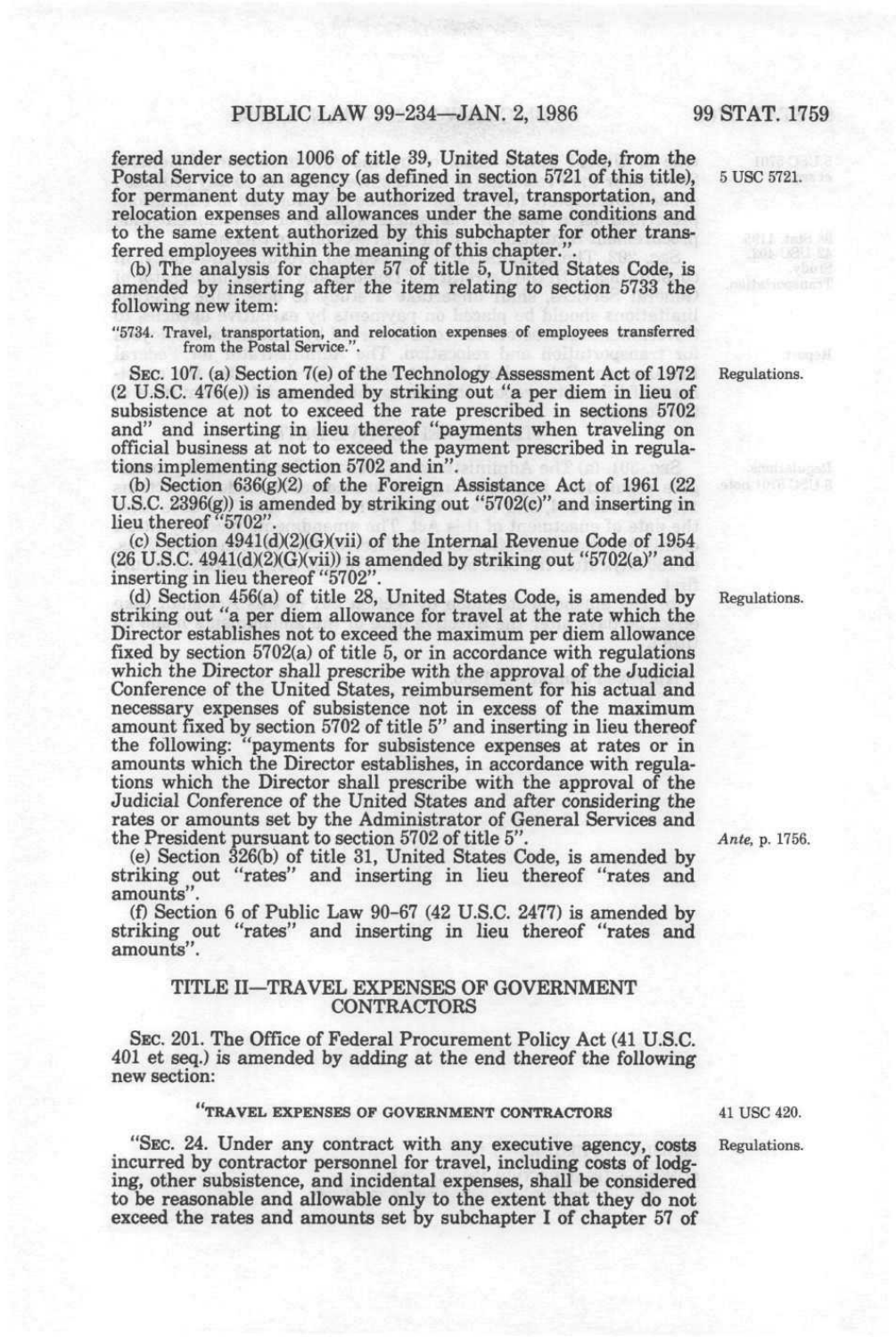ferred under section 1006 of title 39, United States Code, from the Postal Service to an agency (as defined in section 5721 of this title), for permanent duty may be authorized travel, transportation, and relocation expenses and allowances under the same conditions and to the same extent authorized by this subchapter for other transferred employees within the meaning of this chapter.".

5 USC 5721.

(b) The analysis for chapter 57 of title 5, United States Code, is amended by inserting after the item relating to section 5733 the following new item:

"5734. Travel, transportation, and relocation expenses of employees transferred from the Postal Service.".

SEC. 107. (a) Section 7(e) of the Technology Assessment Act of 1972 (2 U.S.C. 476(e)) is amended by striking out "a per diem in lieu of subsistence at not to exceed the rate prescribed in sections 5702 and" and inserting in lieu thereof "payments when traveling on official business at not to exceed the payment prescribed in regulations implementing section 5702 and in".

Regulations.

(b) Section 636(g)(2) of the Foreign Assistance Act of 1961 (22 U.S.C. 2396(g)) is amended by striking out "5702(c)" and inserting in lieu thereof "5702".

(c) Section 4941(d)(2)(G)(vii) of the Internal Revenue Code of 1954 (26 U.S.C. 4941(d)(2)(G)(vii)) is amended by striking out "5702(a)" and inserting in lieu thereof "5702".

(d) Section 456(a) of title 28, United States Code, is amended by striking out "a per diem allowance for travel at the rate which the Director establishes not to exceed the maximum per diem allowance fixed by section 5702(a) of title 5, or in accordance with regulations which the Director shall prescribe with the approval of the Judicial Conference of the United States, reimbursement for his actual and necessary expenses of subsistence not in excess of the maximum amount fixed by section 5702 of title 5" and inserting in lieu thereof the following: "payments for subsistence expenses at rates or in amounts which the Director establishes, in accordance with regulations which the Director shall prescribe with the approval of the Judicial Conference of the United States and after considering the rates or amounts set by the Administrator of General Services and the President pursuant to section 5702 of title 5".

Regulations.

*Ante*, p. 1756.

(e) Section 326(b) of title 31, United States Code, is amended by striking out "rates" and inserting in lieu thereof "rates and amounts".

(f) Section 6 of Public Law 90-67 (42 U.S.C. 2477) is amended by striking out "rates" and inserting in lieu thereof "rates and amounts".

## TITLE II—TRAVEL EXPENSES OF GOVERNMENT CONTRACTORS

SEC. 201. The Office of Federal Procurement Policy Act (41 U.S.C. 401 et seq.) is amended by adding at the end thereof the following new section:

### "TRAVEL EXPENSES OF GOVERNMENT CONTRACTORS

41 USC 420.

"SEC. 24. Under any contract with any executive agency, costs incurred by contractor personnel for travel, including costs of lodging, other subsistence, and incidental expenses, shall be considered to be reasonable and allowable only to the extent that they do not exceed the rates and amounts set by subchapter I of chapter 57 of

Regulations.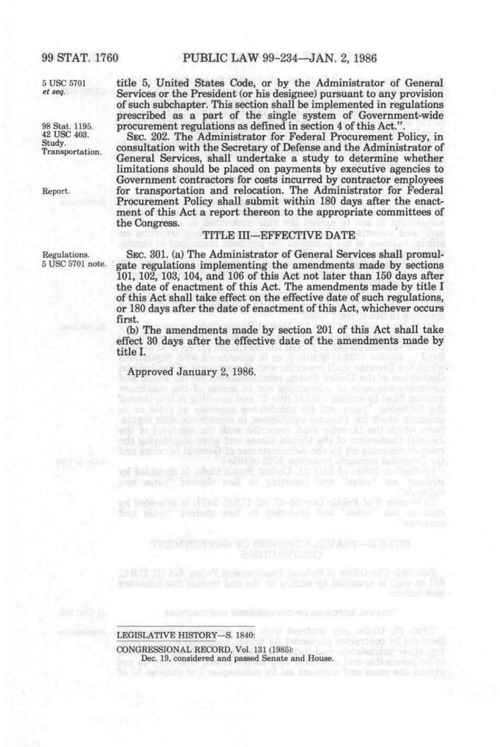5 USC 5701 *et seq.*

title 5, United States Code, or by the Administrator of General Services or the President (or his designee) pursuant to any provision of such subchapter. This section shall be implemented in regulations prescribed as a part of the single system of Government-wide procurement regulations as defined in section 4 of this Act.".

98 Stat. 1195. 42 USC 403. Study. Transportation.

SEC. 202. The Administrator for Federal Procurement Policy, in consultation with the Secretary of Defense and the Administrator of General Services, shall undertake a study to determine whether limitations should be placed on payments by executive agencies to Government contractors for costs incurred by contractor employees for transportation and relocation. The Administrator for Federal Procurement Policy shall submit within 180 days after the enactment of this Act a report thereon to the appropriate committees of the Congress.

Report.

## TITLE III—EFFECTIVE DATE

Regulations. 5 USC 5701 note.

SEC. 301. (a) The Administrator of General Services shall promulgate regulations implementing the amendments made by sections 101, 102, 103, 104, and 106 of this Act not later than 150 days after the date of enactment of this Act. The amendments made by title I of this Act shall take effect on the effective date of such regulations, or 180 days after the date of enactment of this Act, whichever occurs first.

(b) The amendments made by section 201 of this Act shall take effect 30 days after the effective date of the amendments made by title I.

Approved January 2, 1986.

---

LEGISLATIVE HISTORY—S. 1840:

CONGRESSIONAL RECORD, Vol. 131 (1985):
Dec. 19, considered and passed Senate and House.